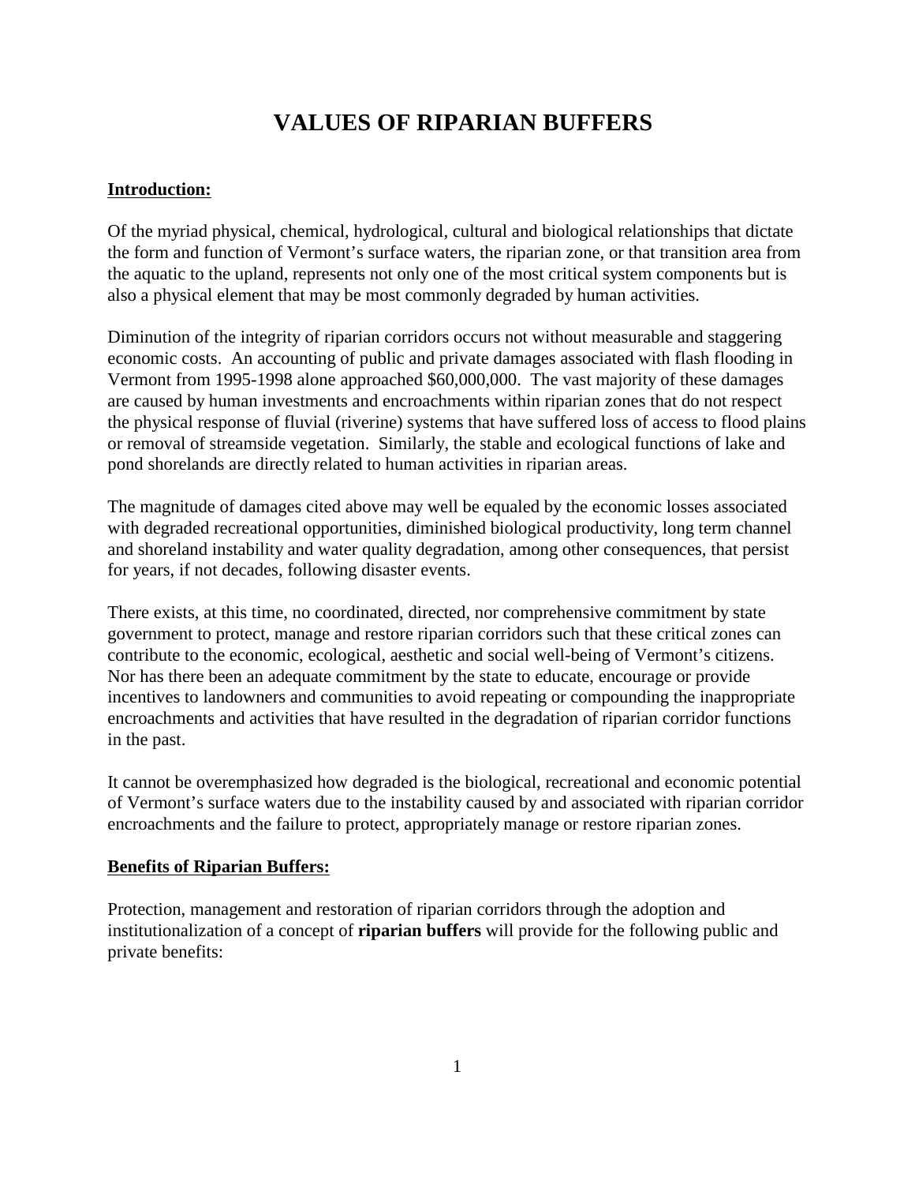# VALUES OF RIPARIAN BUFFERS

**Introduction:**

Of the myriad physical, chemical, hydrological, cultural and biological relationships that dictate the form and function of Vermont's surface waters, the riparian zone, or that transition area from the aquatic to the upland, represents not only one of the most critical system components but is also a physical element that may be most commonly degraded by human activities.

Diminution of the integrity of riparian corridors occurs not without measurable and staggering economic costs. An accounting of public and private damages associated with flash flooding in Vermont from 1995-1998 alone approached $60,000,000. The vast majority of these damages are caused by human investments and encroachments within riparian zones that do not respect the physical response of fluvial (riverine) systems that have suffered loss of access to flood plains or removal of streamside vegetation. Similarly, the stable and ecological functions of lake and pond shorelands are directly related to human activities in riparian areas.

The magnitude of damages cited above may well be equaled by the economic losses associated with degraded recreational opportunities, diminished biological productivity, long term channel and shoreland instability and water quality degradation, among other consequences, that persist for years, if not decades, following disaster events.

There exists, at this time, no coordinated, directed, nor comprehensive commitment by state government to protect, manage and restore riparian corridors such that these critical zones can contribute to the economic, ecological, aesthetic and social well-being of Vermont's citizens. Nor has there been an adequate commitment by the state to educate, encourage or provide incentives to landowners and communities to avoid repeating or compounding the inappropriate encroachments and activities that have resulted in the degradation of riparian corridor functions in the past.

It cannot be overemphasized how degraded is the biological, recreational and economic potential of Vermont's surface waters due to the instability caused by and associated with riparian corridor encroachments and the failure to protect, appropriately manage or restore riparian zones.

**Benefits of Riparian Buffers:**

Protection, management and restoration of riparian corridors through the adoption and institutionalization of a concept of **riparian buffers** will provide for the following public and private benefits: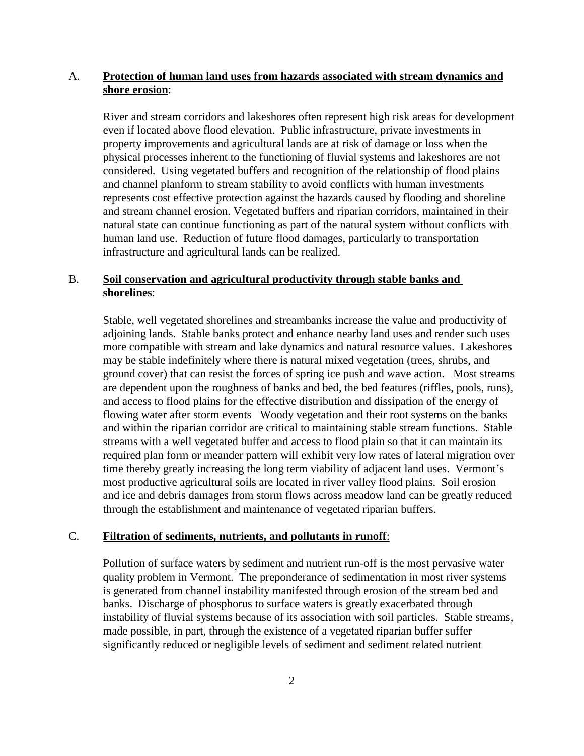A. **<u>Protection of human land uses from hazards associated with stream dynamics and shore erosion</u>**:

River and stream corridors and lakeshores often represent high risk areas for development even if located above flood elevation. Public infrastructure, private investments in property improvements and agricultural lands are at risk of damage or loss when the physical processes inherent to the functioning of fluvial systems and lakeshores are not considered. Using vegetated buffers and recognition of the relationship of flood plains and channel planform to stream stability to avoid conflicts with human investments represents cost effective protection against the hazards caused by flooding and shoreline and stream channel erosion. Vegetated buffers and riparian corridors, maintained in their natural state can continue functioning as part of the natural system without conflicts with human land use. Reduction of future flood damages, particularly to transportation infrastructure and agricultural lands can be realized.

B. **<u>Soil conservation and agricultural productivity through stable banks and shorelines</u>**:

Stable, well vegetated shorelines and streambanks increase the value and productivity of adjoining lands. Stable banks protect and enhance nearby land uses and render such uses more compatible with stream and lake dynamics and natural resource values. Lakeshores may be stable indefinitely where there is natural mixed vegetation (trees, shrubs, and ground cover) that can resist the forces of spring ice push and wave action. Most streams are dependent upon the roughness of banks and bed, the bed features (riffles, pools, runs), and access to flood plains for the effective distribution and dissipation of the energy of flowing water after storm events Woody vegetation and their root systems on the banks and within the riparian corridor are critical to maintaining stable stream functions. Stable streams with a well vegetated buffer and access to flood plain so that it can maintain its required plan form or meander pattern will exhibit very low rates of lateral migration over time thereby greatly increasing the long term viability of adjacent land uses. Vermont's most productive agricultural soils are located in river valley flood plains. Soil erosion and ice and debris damages from storm flows across meadow land can be greatly reduced through the establishment and maintenance of vegetated riparian buffers.

C. **<u>Filtration of sediments, nutrients, and pollutants in runoff</u>**:

Pollution of surface waters by sediment and nutrient run-off is the most pervasive water quality problem in Vermont. The preponderance of sedimentation in most river systems is generated from channel instability manifested through erosion of the stream bed and banks. Discharge of phosphorus to surface waters is greatly exacerbated through instability of fluvial systems because of its association with soil particles. Stable streams, made possible, in part, through the existence of a vegetated riparian buffer suffer significantly reduced or negligible levels of sediment and sediment related nutrient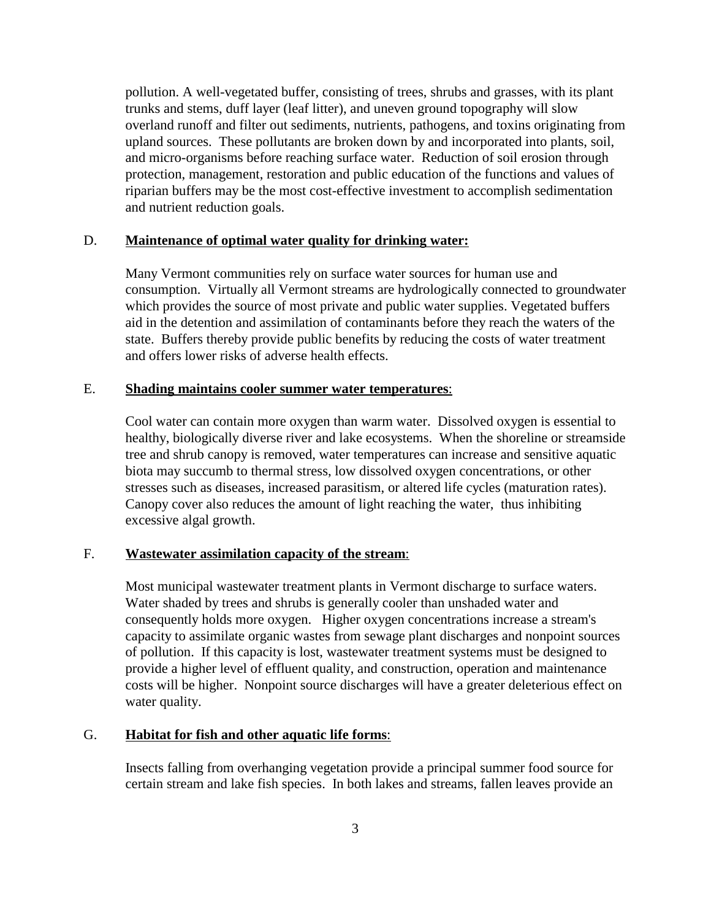pollution. A well-vegetated buffer, consisting of trees, shrubs and grasses, with its plant trunks and stems, duff layer (leaf litter), and uneven ground topography will slow overland runoff and filter out sediments, nutrients, pathogens, and toxins originating from upland sources. These pollutants are broken down by and incorporated into plants, soil, and micro-organisms before reaching surface water. Reduction of soil erosion through protection, management, restoration and public education of the functions and values of riparian buffers may be the most cost-effective investment to accomplish sedimentation and nutrient reduction goals.

D. **Maintenance of optimal water quality for drinking water:**

Many Vermont communities rely on surface water sources for human use and consumption. Virtually all Vermont streams are hydrologically connected to groundwater which provides the source of most private and public water supplies. Vegetated buffers aid in the detention and assimilation of contaminants before they reach the waters of the state. Buffers thereby provide public benefits by reducing the costs of water treatment and offers lower risks of adverse health effects.

E. **Shading maintains cooler summer water temperatures**:

Cool water can contain more oxygen than warm water. Dissolved oxygen is essential to healthy, biologically diverse river and lake ecosystems. When the shoreline or streamside tree and shrub canopy is removed, water temperatures can increase and sensitive aquatic biota may succumb to thermal stress, low dissolved oxygen concentrations, or other stresses such as diseases, increased parasitism, or altered life cycles (maturation rates). Canopy cover also reduces the amount of light reaching the water, thus inhibiting excessive algal growth.

F. **Wastewater assimilation capacity of the stream**:

Most municipal wastewater treatment plants in Vermont discharge to surface waters. Water shaded by trees and shrubs is generally cooler than unshaded water and consequently holds more oxygen. Higher oxygen concentrations increase a stream's capacity to assimilate organic wastes from sewage plant discharges and nonpoint sources of pollution. If this capacity is lost, wastewater treatment systems must be designed to provide a higher level of effluent quality, and construction, operation and maintenance costs will be higher. Nonpoint source discharges will have a greater deleterious effect on water quality.

G. **Habitat for fish and other aquatic life forms**:

Insects falling from overhanging vegetation provide a principal summer food source for certain stream and lake fish species. In both lakes and streams, fallen leaves provide an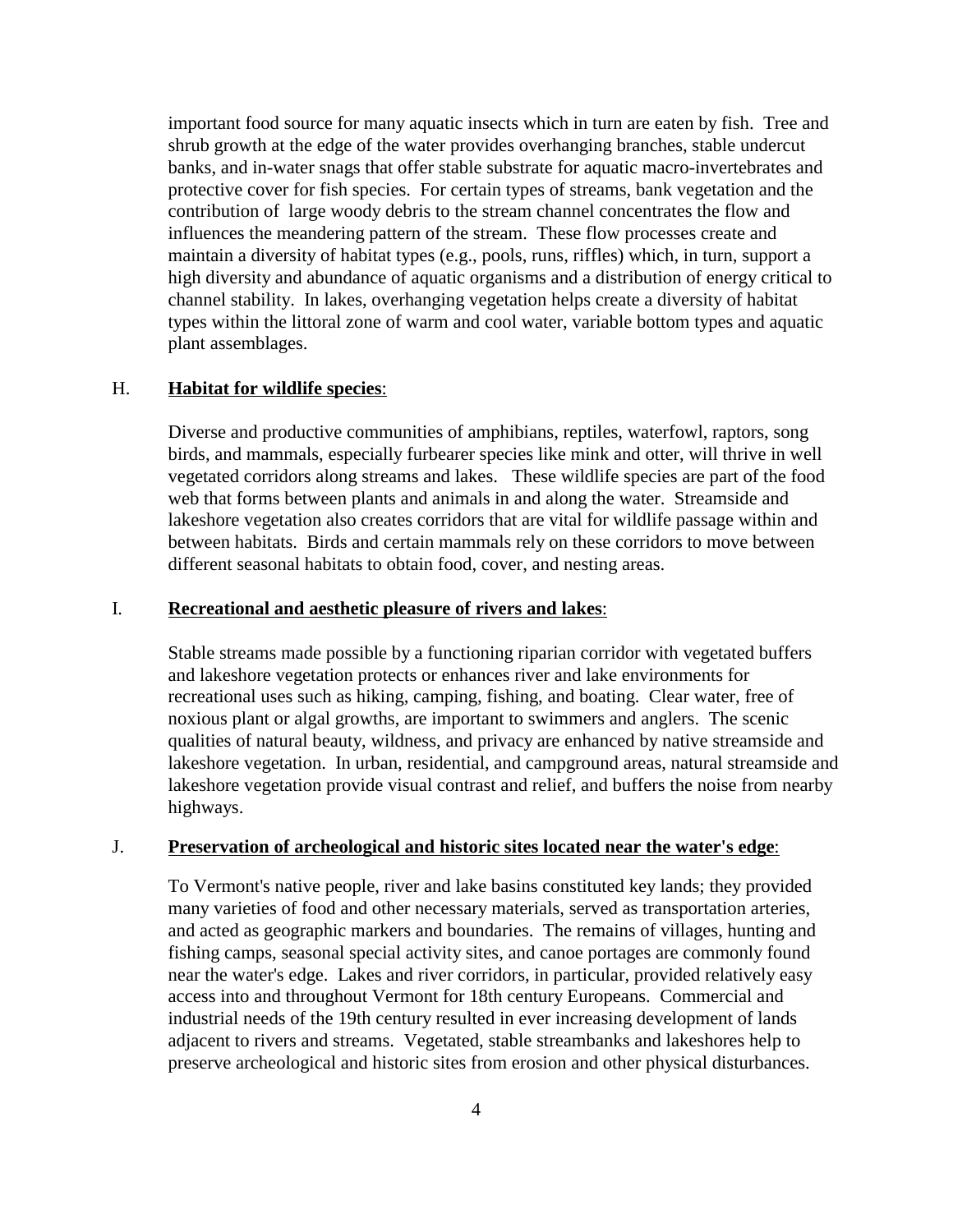important food source for many aquatic insects which in turn are eaten by fish. Tree and shrub growth at the edge of the water provides overhanging branches, stable undercut banks, and in-water snags that offer stable substrate for aquatic macro-invertebrates and protective cover for fish species. For certain types of streams, bank vegetation and the contribution of large woody debris to the stream channel concentrates the flow and influences the meandering pattern of the stream. These flow processes create and maintain a diversity of habitat types (e.g., pools, runs, riffles) which, in turn, support a high diversity and abundance of aquatic organisms and a distribution of energy critical to channel stability. In lakes, overhanging vegetation helps create a diversity of habitat types within the littoral zone of warm and cool water, variable bottom types and aquatic plant assemblages.

H. **Habitat for wildlife species**:

Diverse and productive communities of amphibians, reptiles, waterfowl, raptors, song birds, and mammals, especially furbearer species like mink and otter, will thrive in well vegetated corridors along streams and lakes. These wildlife species are part of the food web that forms between plants and animals in and along the water. Streamside and lakeshore vegetation also creates corridors that are vital for wildlife passage within and between habitats. Birds and certain mammals rely on these corridors to move between different seasonal habitats to obtain food, cover, and nesting areas.

I. **Recreational and aesthetic pleasure of rivers and lakes**:

Stable streams made possible by a functioning riparian corridor with vegetated buffers and lakeshore vegetation protects or enhances river and lake environments for recreational uses such as hiking, camping, fishing, and boating. Clear water, free of noxious plant or algal growths, are important to swimmers and anglers. The scenic qualities of natural beauty, wildness, and privacy are enhanced by native streamside and lakeshore vegetation. In urban, residential, and campground areas, natural streamside and lakeshore vegetation provide visual contrast and relief, and buffers the noise from nearby highways.

J. **Preservation of archeological and historic sites located near the water's edge**:

To Vermont's native people, river and lake basins constituted key lands; they provided many varieties of food and other necessary materials, served as transportation arteries, and acted as geographic markers and boundaries. The remains of villages, hunting and fishing camps, seasonal special activity sites, and canoe portages are commonly found near the water's edge. Lakes and river corridors, in particular, provided relatively easy access into and throughout Vermont for 18th century Europeans. Commercial and industrial needs of the 19th century resulted in ever increasing development of lands adjacent to rivers and streams. Vegetated, stable streambanks and lakeshores help to preserve archeological and historic sites from erosion and other physical disturbances.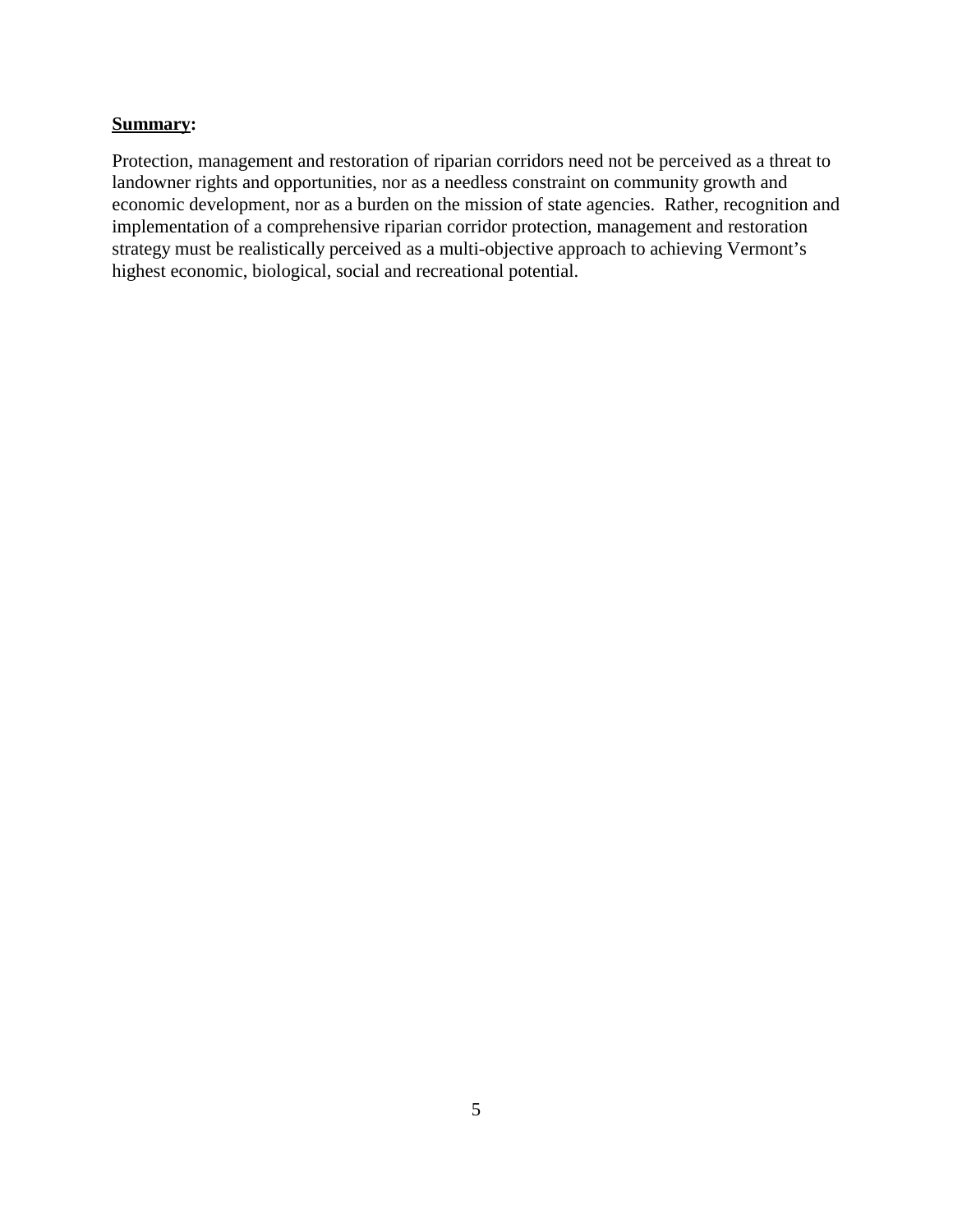**Summary:**

Protection, management and restoration of riparian corridors need not be perceived as a threat to landowner rights and opportunities, nor as a needless constraint on community growth and economic development, nor as a burden on the mission of state agencies. Rather, recognition and implementation of a comprehensive riparian corridor protection, management and restoration strategy must be realistically perceived as a multi-objective approach to achieving Vermont's highest economic, biological, social and recreational potential.